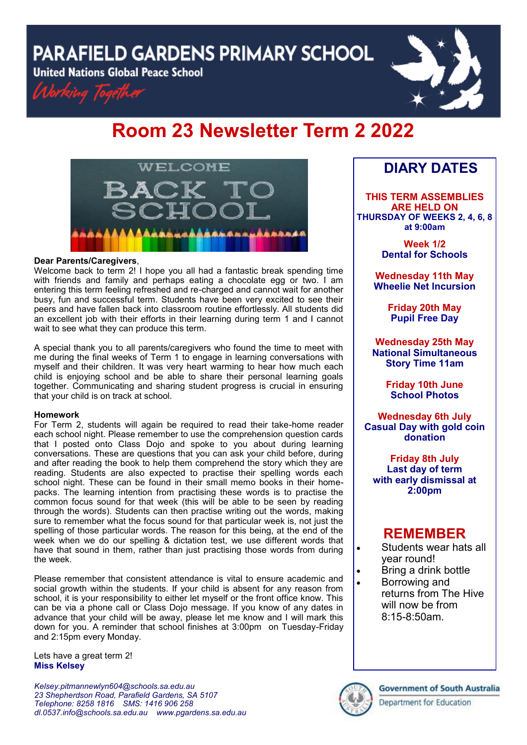# PARAFIELD GARDENS PRIMARY SCHOOL

**United Nations Global Peace School**

*Working Together*

# Room 23 Newsletter Term 2 2022

WELCOME BACK TO SCHOOL

**Dear Parents/Caregivers**,
Welcome back to term 2! I hope you all had a fantastic break spending time with friends and family and perhaps eating a chocolate egg or two. I am entering this term feeling refreshed and re-charged and cannot wait for another busy, fun and successful term. Students have been very excited to see their peers and have fallen back into classroom routine effortlessly. All students did an excellent job with their efforts in their learning during term 1 and I cannot wait to see what they can produce this term.

A special thank you to all parents/caregivers who found the time to meet with me during the final weeks of Term 1 to engage in learning conversations with myself and their children. It was very heart warming to hear how much each child is enjoying school and be able to share their personal learning goals together. Communicating and sharing student progress is crucial in ensuring that your child is on track at school.

**Homework**
For Term 2, students will again be required to read their take-home reader each school night. Please remember to use the comprehension question cards that I posted onto Class Dojo and spoke to you about during learning conversations. These are questions that you can ask your child before, during and after reading the book to help them comprehend the story which they are reading. Students are also expected to practise their spelling words each school night. These can be found in their small memo books in their home-packs. The learning intention from practising these words is to practise the common focus sound for that week (this will be able to be seen by reading through the words). Students can then practise writing out the words, making sure to remember what the focus sound for that particular week is, not just the spelling of those particular words. The reason for this being, at the end of the week when we do our spelling & dictation test, we use different words that have that sound in them, rather than just practising those words from during the week.

Please remember that consistent attendance is vital to ensure academic and social growth within the students. If your child is absent for any reason from school, it is your responsibility to either let myself or the front office know. This can be via a phone call or Class Dojo message. If you know of any dates in advance that your child will be away, please let me know and I will mark this down for you. A reminder that school finishes at 3:00pm on Tuesday-Friday and 2:15pm every Monday.

Lets have a great term 2!
**Miss Kelsey**

*Kelsey.pitmannewlyn604@schools.sa.edu.au*
*23 Shepherdson Road, Parafield Gardens, SA 5107*
*Telephone: 8258 1816 SMS: 1416 906 258*
*dl.0537.info@schools.sa.edu.au www.pgardens.sa.edu.au*

## DIARY DATES

**THIS TERM ASSEMBLIES ARE HELD ON THURSDAY OF WEEKS 2, 4, 6, 8 at 9:00am**

**Week 1/2**
**Dental for Schools**

**Wednesday 11th May**
**Wheelie Net Incursion**

**Friday 20th May**
**Pupil Free Day**

**Wednesday 25th May**
**National Simultaneous Story Time 11am**

**Friday 10th June**
**School Photos**

**Wednesday 6th July**
**Casual Day with gold coin donation**

**Friday 8th July**
**Last day of term with early dismissal at 2:00pm**

## REMEMBER

- Students wear hats all year round!
- Bring a drink bottle
- Borrowing and returns from The Hive will now be from 8:15-8:50am.

Government of South Australia
Department for Education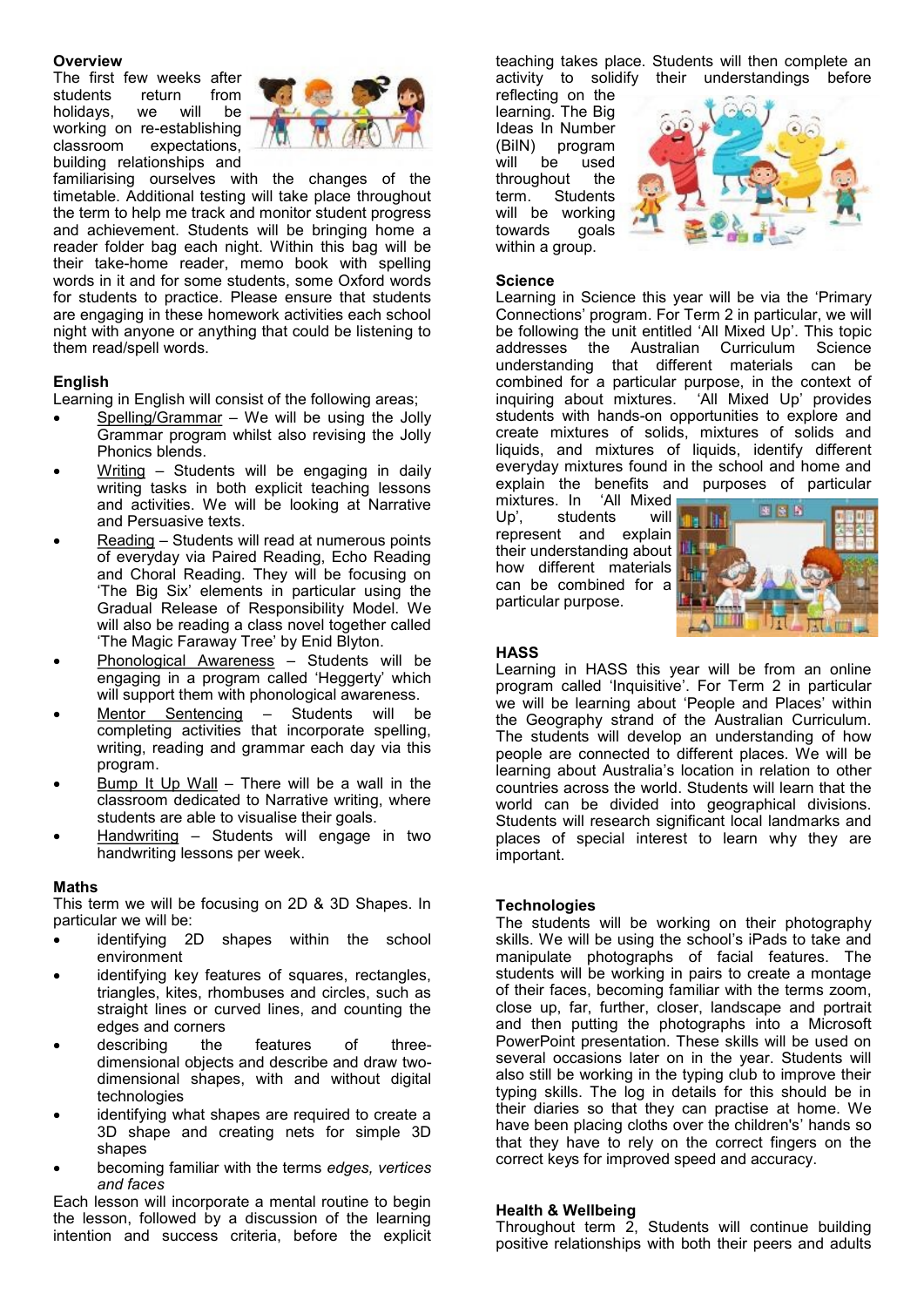### Overview

The first few weeks after students return from holidays, we will be working on re-establishing classroom expectations, building relationships and familiarising ourselves with the changes of the timetable. Additional testing will take place throughout the term to help me track and monitor student progress and achievement. Students will be bringing home a reader folder bag each night. Within this bag will be their take-home reader, memo book with spelling words in it and for some students, some Oxford words for students to practice. Please ensure that students are engaging in these homework activities each school night with anyone or anything that could be listening to them read/spell words.

### English

Learning in English will consist of the following areas;

- Spelling/Grammar – We will be using the Jolly Grammar program whilst also revising the Jolly Phonics blends.
- Writing – Students will be engaging in daily writing tasks in both explicit teaching lessons and activities. We will be looking at Narrative and Persuasive texts.
- Reading – Students will read at numerous points of everyday via Paired Reading, Echo Reading and Choral Reading. They will be focusing on 'The Big Six' elements in particular using the Gradual Release of Responsibility Model. We will also be reading a class novel together called 'The Magic Faraway Tree' by Enid Blyton.
- Phonological Awareness – Students will be engaging in a program called 'Heggerty' which will support them with phonological awareness.
- Mentor Sentencing – Students will be completing activities that incorporate spelling, writing, reading and grammar each day via this program.
- Bump It Up Wall – There will be a wall in the classroom dedicated to Narrative writing, where students are able to visualise their goals.
- Handwriting – Students will engage in two handwriting lessons per week.

### Maths

This term we will be focusing on 2D & 3D Shapes. In particular we will be:

- identifying 2D shapes within the school environment
- identifying key features of squares, rectangles, triangles, kites, rhombuses and circles, such as straight lines or curved lines, and counting the edges and corners
- describing the features of three-dimensional objects and describe and draw two-dimensional shapes, with and without digital technologies
- identifying what shapes are required to create a 3D shape and creating nets for simple 3D shapes
- becoming familiar with the terms *edges, vertices and faces*

Each lesson will incorporate a mental routine to begin the lesson, followed by a discussion of the learning intention and success criteria, before the explicit teaching takes place. Students will then complete an activity to solidify their understandings before reflecting on the learning. The Big Ideas In Number (BiIN) program will be used throughout the term. Students will be working towards goals within a group.

### Science

Learning in Science this year will be via the 'Primary Connections' program. For Term 2 in particular, we will be following the unit entitled 'All Mixed Up'. This topic addresses the Australian Curriculum Science understanding that different materials can be combined for a particular purpose, in the context of inquiring about mixtures. 'All Mixed Up' provides students with hands-on opportunities to explore and create mixtures of solids, mixtures of solids and liquids, and mixtures of liquids, identify different everyday mixtures found in the school and home and explain the benefits and purposes of particular mixtures. In 'All Mixed Up', students will represent and explain their understanding about how different materials can be combined for a particular purpose.

### HASS

Learning in HASS this year will be from an online program called 'Inquisitive'. For Term 2 in particular we will be learning about 'People and Places' within the Geography strand of the Australian Curriculum. The students will develop an understanding of how people are connected to different places. We will be learning about Australia's location in relation to other countries across the world. Students will learn that the world can be divided into geographical divisions. Students will research significant local landmarks and places of special interest to learn why they are important.

### Technologies

The students will be working on their photography skills. We will be using the school's iPads to take and manipulate photographs of facial features. The students will be working in pairs to create a montage of their faces, becoming familiar with the terms zoom, close up, far, further, closer, landscape and portrait and then putting the photographs into a Microsoft PowerPoint presentation. These skills will be used on several occasions later on in the year. Students will also still be working in the typing club to improve their typing skills. The log in details for this should be in their diaries so that they can practise at home. We have been placing cloths over the children's' hands so that they have to rely on the correct fingers on the correct keys for improved speed and accuracy.

### Health & Wellbeing

Throughout term 2, Students will continue building positive relationships with both their peers and adults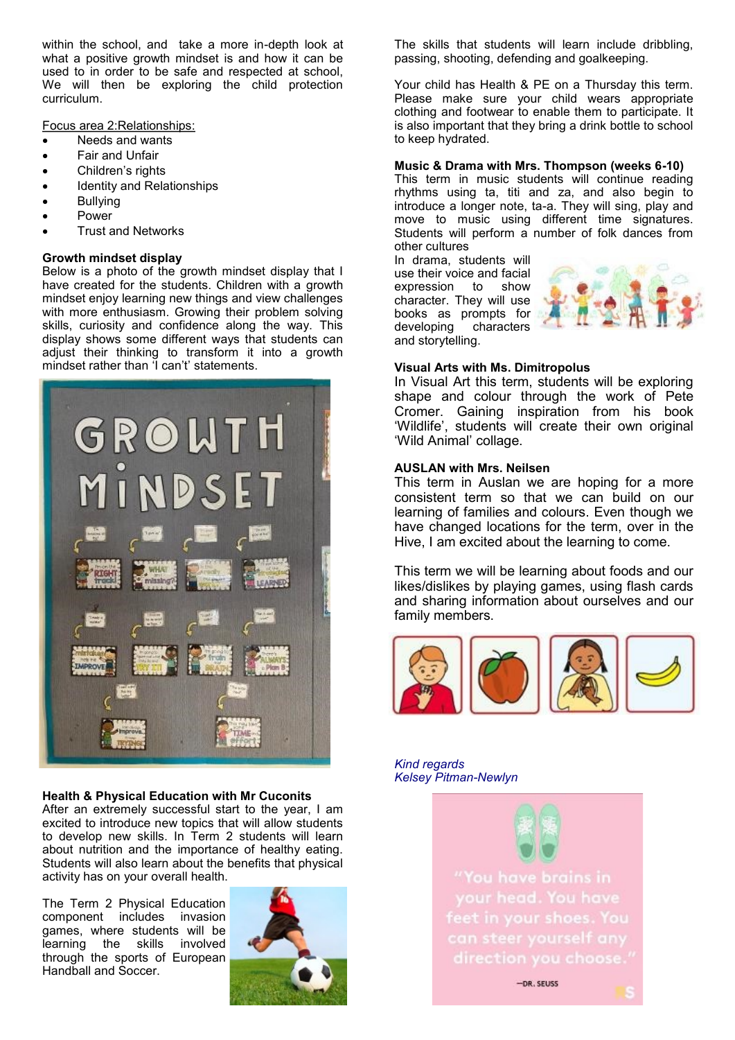within the school, and take a more in-depth look at what a positive growth mindset is and how it can be used to in order to be safe and respected at school, We will then be exploring the child protection curriculum.

Focus area 2:Relationships:

- Needs and wants
- Fair and Unfair
- Children's rights
- Identity and Relationships
- Bullying
- Power
- Trust and Networks

**Growth mindset display**

Below is a photo of the growth mindset display that I have created for the students. Children with a growth mindset enjoy learning new things and view challenges with more enthusiasm. Growing their problem solving skills, curiosity and confidence along the way. This display shows some different ways that students can adjust their thinking to transform it into a growth mindset rather than 'I can't' statements.

**Health & Physical Education with Mr Cuconits**

After an extremely successful start to the year, I am excited to introduce new topics that will allow students to develop new skills. In Term 2 students will learn about nutrition and the importance of healthy eating. Students will also learn about the benefits that physical activity has on your overall health.

The Term 2 Physical Education component includes invasion games, where students will be learning the skills involved through the sports of European Handball and Soccer.

The skills that students will learn include dribbling, passing, shooting, defending and goalkeeping.

Your child has Health & PE on a Thursday this term. Please make sure your child wears appropriate clothing and footwear to enable them to participate. It is also important that they bring a drink bottle to school to keep hydrated.

**Music & Drama with Mrs. Thompson (weeks 6-10)**

This term in music students will continue reading rhythms using ta, titi and za, and also begin to introduce a longer note, ta-a. They will sing, play and move to music using different time signatures. Students will perform a number of folk dances from other cultures

In drama, students will use their voice and facial expression to show character. They will use books as prompts for developing characters and storytelling.

**Visual Arts with Ms. Dimitropolus**

In Visual Art this term, students will be exploring shape and colour through the work of Pete Cromer. Gaining inspiration from his book 'Wildlife', students will create their own original 'Wild Animal' collage.

**AUSLAN with Mrs. Neilsen**

This term in Auslan we are hoping for a more consistent term so that we can build on our learning of families and colours. Even though we have changed locations for the term, over in the Hive, I am excited about the learning to come.

This term we will be learning about foods and our likes/dislikes by playing games, using flash cards and sharing information about ourselves and our family members.

*Kind regards*
*Kelsey Pitman-Newlyn*